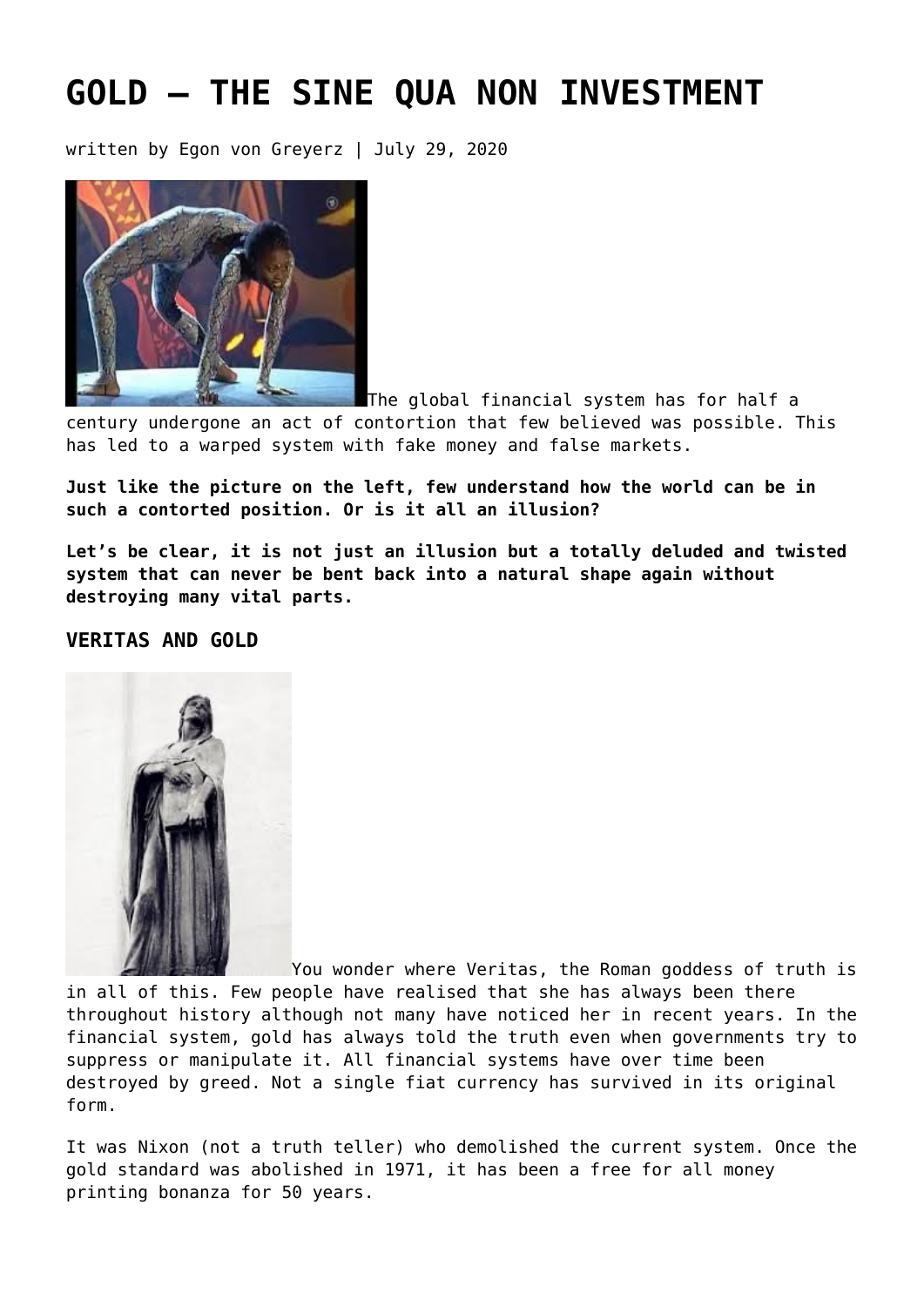# GOLD – THE SINE QUA NON INVESTMENT

written by Egon von Greyerz | July 29, 2020

The global financial system has for half a century undergone an act of contortion that few believed was possible. This has led to a warped system with fake money and false markets.

**Just like the picture on the left, few understand how the world can be in such a contorted position. Or is it all an illusion?**

**Let's be clear, it is not just an illusion but a totally deluded and twisted system that can never be bent back into a natural shape again without destroying many vital parts.**

### VERITAS AND GOLD

You wonder where Veritas, the Roman goddess of truth is in all of this. Few people have realised that she has always been there throughout history although not many have noticed her in recent years. In the financial system, gold has always told the truth even when governments try to suppress or manipulate it. All financial systems have over time been destroyed by greed. Not a single fiat currency has survived in its original form.

It was Nixon (not a truth teller) who demolished the current system. Once the gold standard was abolished in 1971, it has been a free for all money printing bonanza for 50 years.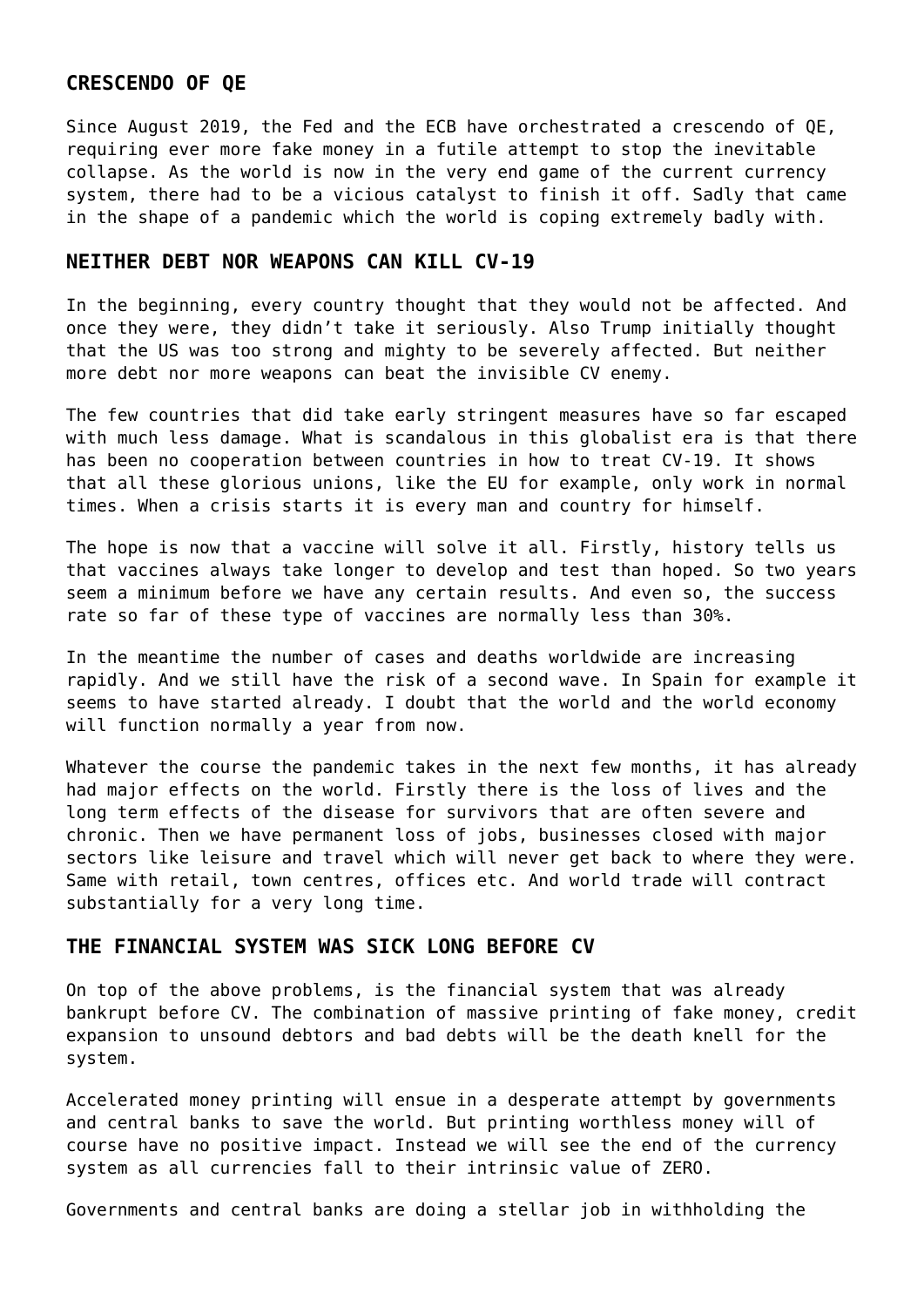## CRESCENDO OF QE

Since August 2019, the Fed and the ECB have orchestrated a crescendo of QE, requiring ever more fake money in a futile attempt to stop the inevitable collapse. As the world is now in the very end game of the current currency system, there had to be a vicious catalyst to finish it off. Sadly that came in the shape of a pandemic which the world is coping extremely badly with.

## NEITHER DEBT NOR WEAPONS CAN KILL CV-19

In the beginning, every country thought that they would not be affected. And once they were, they didn't take it seriously. Also Trump initially thought that the US was too strong and mighty to be severely affected. But neither more debt nor more weapons can beat the invisible CV enemy.

The few countries that did take early stringent measures have so far escaped with much less damage. What is scandalous in this globalist era is that there has been no cooperation between countries in how to treat CV-19. It shows that all these glorious unions, like the EU for example, only work in normal times. When a crisis starts it is every man and country for himself.

The hope is now that a vaccine will solve it all. Firstly, history tells us that vaccines always take longer to develop and test than hoped. So two years seem a minimum before we have any certain results. And even so, the success rate so far of these type of vaccines are normally less than 30%.

In the meantime the number of cases and deaths worldwide are increasing rapidly. And we still have the risk of a second wave. In Spain for example it seems to have started already. I doubt that the world and the world economy will function normally a year from now.

Whatever the course the pandemic takes in the next few months, it has already had major effects on the world. Firstly there is the loss of lives and the long term effects of the disease for survivors that are often severe and chronic. Then we have permanent loss of jobs, businesses closed with major sectors like leisure and travel which will never get back to where they were. Same with retail, town centres, offices etc. And world trade will contract substantially for a very long time.

## THE FINANCIAL SYSTEM WAS SICK LONG BEFORE CV

On top of the above problems, is the financial system that was already bankrupt before CV. The combination of massive printing of fake money, credit expansion to unsound debtors and bad debts will be the death knell for the system.

Accelerated money printing will ensue in a desperate attempt by governments and central banks to save the world. But printing worthless money will of course have no positive impact. Instead we will see the end of the currency system as all currencies fall to their intrinsic value of ZERO.

Governments and central banks are doing a stellar job in withholding the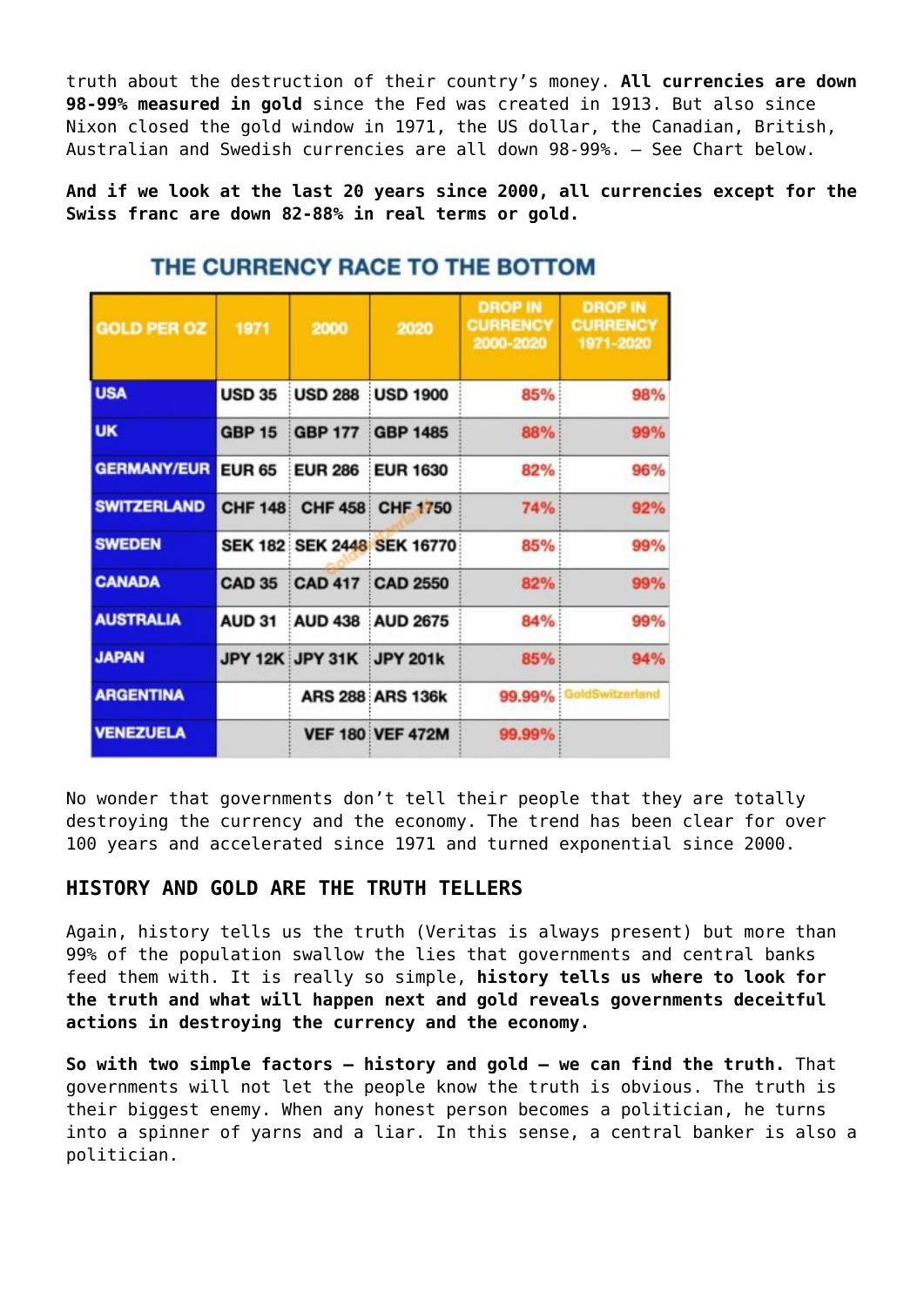truth about the destruction of their country's money. **All currencies are down 98-99% measured in gold** since the Fed was created in 1913. But also since Nixon closed the gold window in 1971, the US dollar, the Canadian, British, Australian and Swedish currencies are all down 98-99%. – See Chart below.

**And if we look at the last 20 years since 2000, all currencies except for the Swiss franc are down 82-88% in real terms or gold.**

### THE CURRENCY RACE TO THE BOTTOM

| GOLD PER OZ | 1971 | 2000 | 2020 | DROP IN CURRENCY 2000-2020 | DROP IN CURRENCY 1971-2020 |
|---|---|---|---|---|---|
| USA | USD 35 | USD 288 | USD 1900 | 85% | 98% |
| UK | GBP 15 | GBP 177 | GBP 1485 | 88% | 99% |
| GERMANY/EUR | EUR 65 | EUR 286 | EUR 1630 | 82% | 96% |
| SWITZERLAND | CHF 148 | CHF 458 | CHF 1750 | 74% | 92% |
| SWEDEN | SEK 182 | SEK 2448 | SEK 16770 | 85% | 99% |
| CANADA | CAD 35 | CAD 417 | CAD 2550 | 82% | 99% |
| AUSTRALIA | AUD 31 | AUD 438 | AUD 2675 | 84% | 99% |
| JAPAN | JPY 12K | JPY 31K | JPY 201k | 85% | 94% |
| ARGENTINA | | ARS 288 | ARS 136k | 99.99% | |
| VENEZUELA | | VEF 180 | VEF 472M | 99.99% | |

No wonder that governments don't tell their people that they are totally destroying the currency and the economy. The trend has been clear for over 100 years and accelerated since 1971 and turned exponential since 2000.

## HISTORY AND GOLD ARE THE TRUTH TELLERS

Again, history tells us the truth (Veritas is always present) but more than 99% of the population swallow the lies that governments and central banks feed them with. It is really so simple, **history tells us where to look for the truth and what will happen next and gold reveals governments deceitful actions in destroying the currency and the economy.**

**So with two simple factors – history and gold – we can find the truth.** That governments will not let the people know the truth is obvious. The truth is their biggest enemy. When any honest person becomes a politician, he turns into a spinner of yarns and a liar. In this sense, a central banker is also a politician.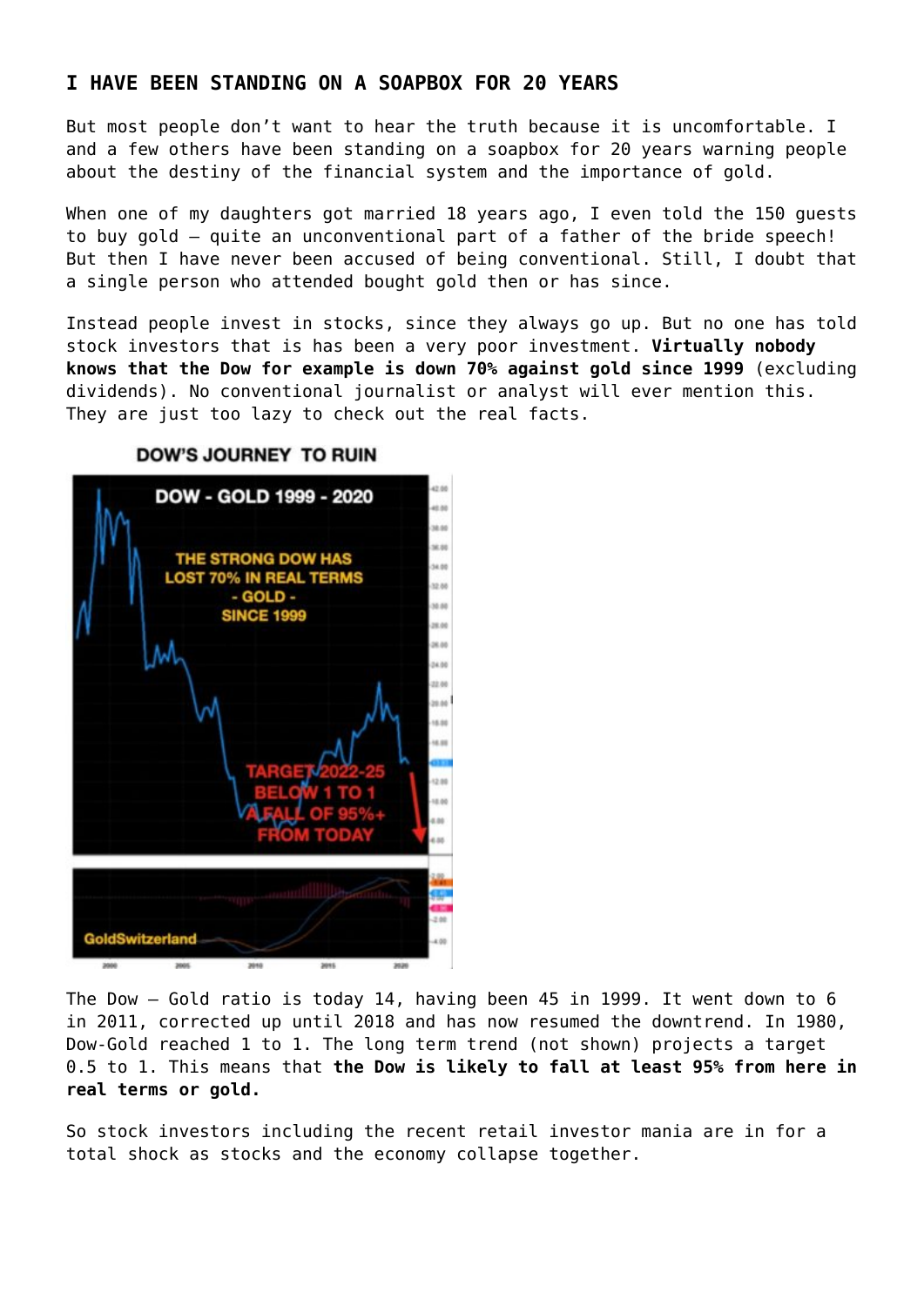## I HAVE BEEN STANDING ON A SOAPBOX FOR 20 YEARS

But most people don't want to hear the truth because it is uncomfortable. I and a few others have been standing on a soapbox for 20 years warning people about the destiny of the financial system and the importance of gold.

When one of my daughters got married 18 years ago, I even told the 150 guests to buy gold – quite an unconventional part of a father of the bride speech! But then I have never been accused of being conventional. Still, I doubt that a single person who attended bought gold then or has since.

Instead people invest in stocks, since they always go up. But no one has told stock investors that is has been a very poor investment. **Virtually nobody knows that the Dow for example is down 70% against gold since 1999** (excluding dividends). No conventional journalist or analyst will ever mention this. They are just too lazy to check out the real facts.

DOW'S JOURNEY TO RUIN

The Dow – Gold ratio is today 14, having been 45 in 1999. It went down to 6 in 2011, corrected up until 2018 and has now resumed the downtrend. In 1980, Dow-Gold reached 1 to 1. The long term trend (not shown) projects a target 0.5 to 1. This means that **the Dow is likely to fall at least 95% from here in real terms or gold.**

So stock investors including the recent retail investor mania are in for a total shock as stocks and the economy collapse together.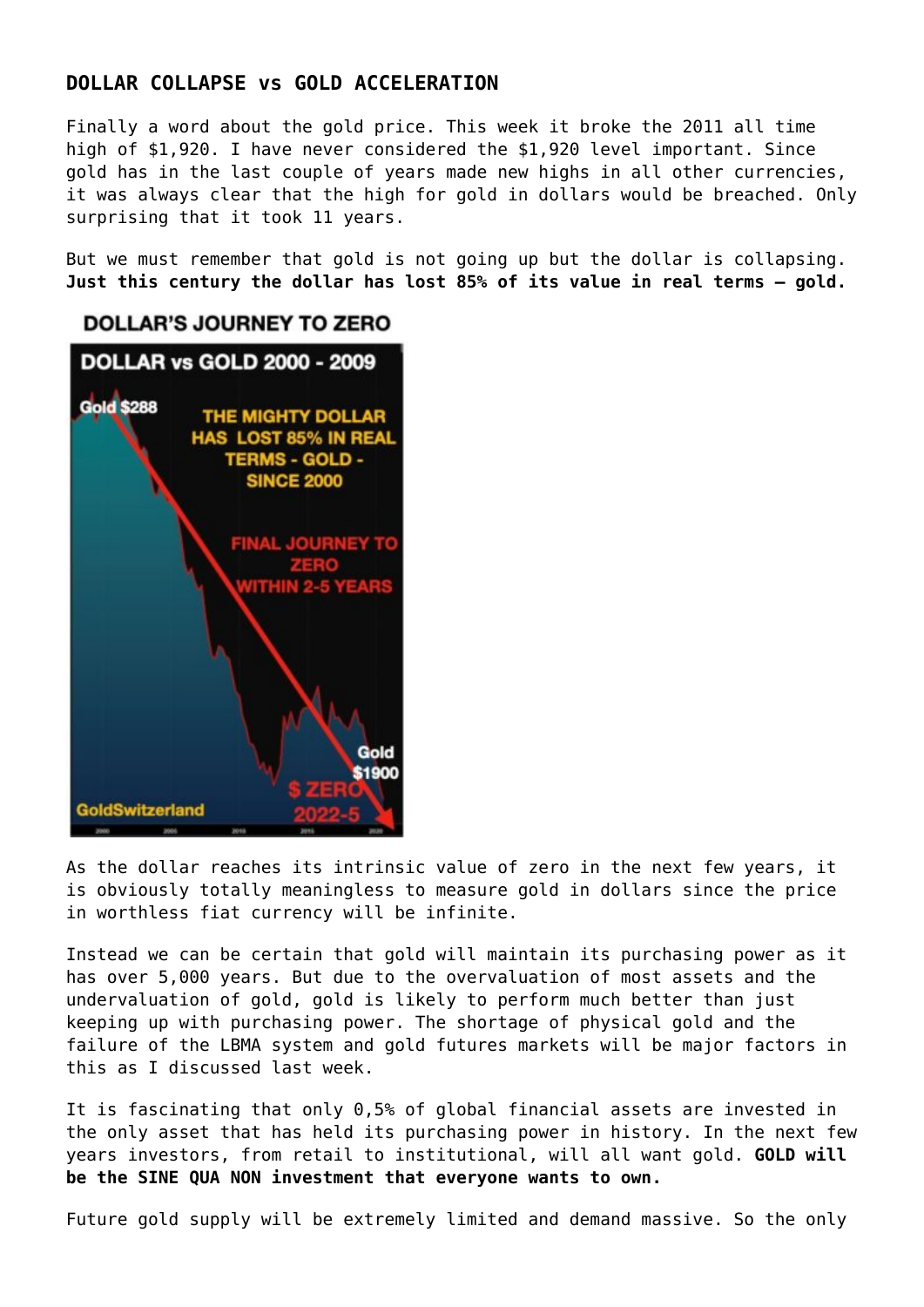## DOLLAR COLLAPSE vs GOLD ACCELERATION

Finally a word about the gold price. This week it broke the 2011 all time high of $1,920. I have never considered the $1,920 level important. Since gold has in the last couple of years made new highs in all other currencies, it was always clear that the high for gold in dollars would be breached. Only surprising that it took 11 years.

But we must remember that gold is not going up but the dollar is collapsing. **Just this century the dollar has lost 85% of its value in real terms – gold.**

DOLLAR'S JOURNEY TO ZERO

DOLLAR vs GOLD 2000 - 2009

Gold $288

THE MIGHTY DOLLAR HAS LOST 85% IN REAL TERMS - GOLD - SINCE 2000

FINAL JOURNEY TO ZERO WITHIN 2-5 YEARS

Gold $1900

$ ZERO 2022-5

GoldSwitzerland

As the dollar reaches its intrinsic value of zero in the next few years, it is obviously totally meaningless to measure gold in dollars since the price in worthless fiat currency will be infinite.

Instead we can be certain that gold will maintain its purchasing power as it has over 5,000 years. But due to the overvaluation of most assets and the undervaluation of gold, gold is likely to perform much better than just keeping up with purchasing power. The shortage of physical gold and the failure of the LBMA system and gold futures markets will be major factors in this as I discussed last week.

It is fascinating that only 0,5% of global financial assets are invested in the only asset that has held its purchasing power in history. In the next few years investors, from retail to institutional, will all want gold. **GOLD will be the SINE QUA NON investment that everyone wants to own.**

Future gold supply will be extremely limited and demand massive. So the only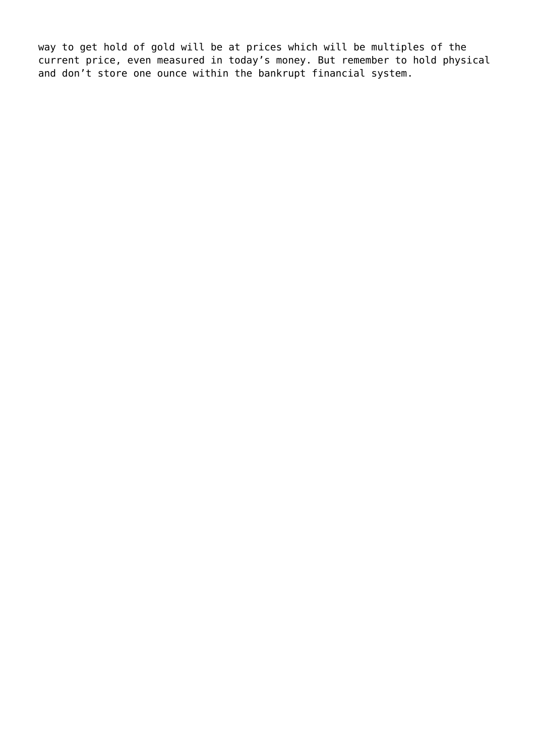way to get hold of gold will be at prices which will be multiples of the current price, even measured in today's money. But remember to hold physical and don't store one ounce within the bankrupt financial system.